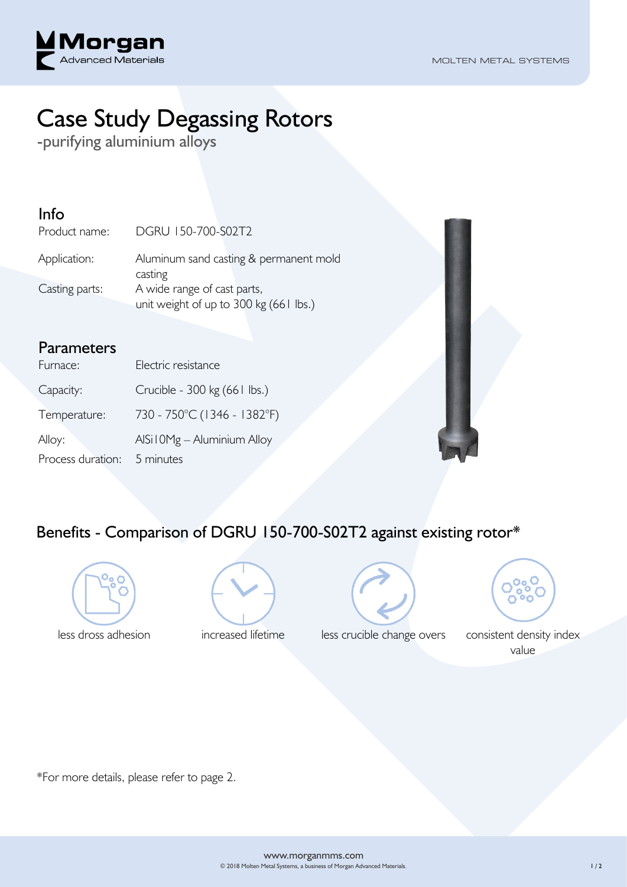# Case Study Degassing Rotors

-purifying aluminium alloys

## Info

| | |
|---|---|
| Product name: | DGRU 150-700-S02T2 |
| Application: | Aluminum sand casting & permanent mold casting |
| Casting parts: | A wide range of cast parts, unit weight of up to 300 kg (661 lbs.) |

## Parameters

| | |
|---|---|
| Furnace: | Electric resistance |
| Capacity: | Crucible - 300 kg (661 lbs.) |
| Temperature: | 730 - 750°C (1346 - 1382°F) |
| Alloy: | AlSi10Mg – Aluminium Alloy |
| Process duration: | 5 minutes |

## Benefits - Comparison of DGRU 150-700-S02T2 against existing rotor*

- less dross adhesion
- increased lifetime
- less crucible change overs
- consistent density index value

*For more details, please refer to page 2.

www.morganmms.com

© 2018 Molten Metal Systems, a business of Morgan Advanced Materials.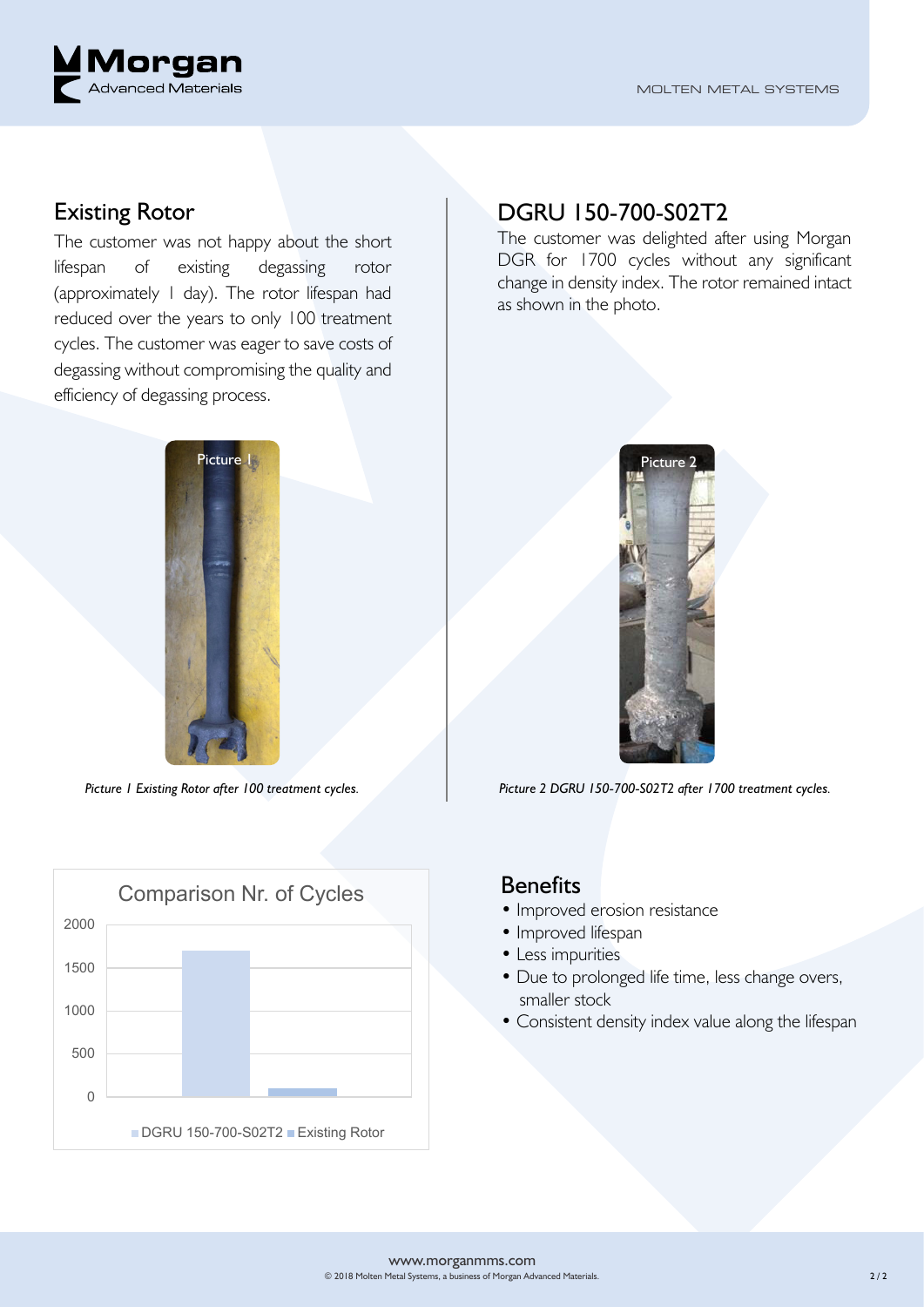## Existing Rotor

The customer was not happy about the short lifespan of existing degassing rotor (approximately 1 day). The rotor lifespan had reduced over the years to only 100 treatment cycles. The customer was eager to save costs of degassing without compromising the quality and efficiency of degassing process.

Picture 1

*Picture 1 Existing Rotor after 100 treatment cycles.*

## DGRU 150-700-S02T2

The customer was delighted after using Morgan DGR for 1700 cycles without any significant change in density index. The rotor remained intact as shown in the photo.

Picture 2

*Picture 2 DGRU 150-700-S02T2 after 1700 treatment cycles.*

Comparison Nr. of Cycles

2000
1500
1000
500
0

DGRU 150-700-S02T2 Existing Rotor

## Benefits

- Improved erosion resistance
- Improved lifespan
- Less impurities
- Due to prolonged life time, less change overs, smaller stock
- Consistent density index value along the lifespan